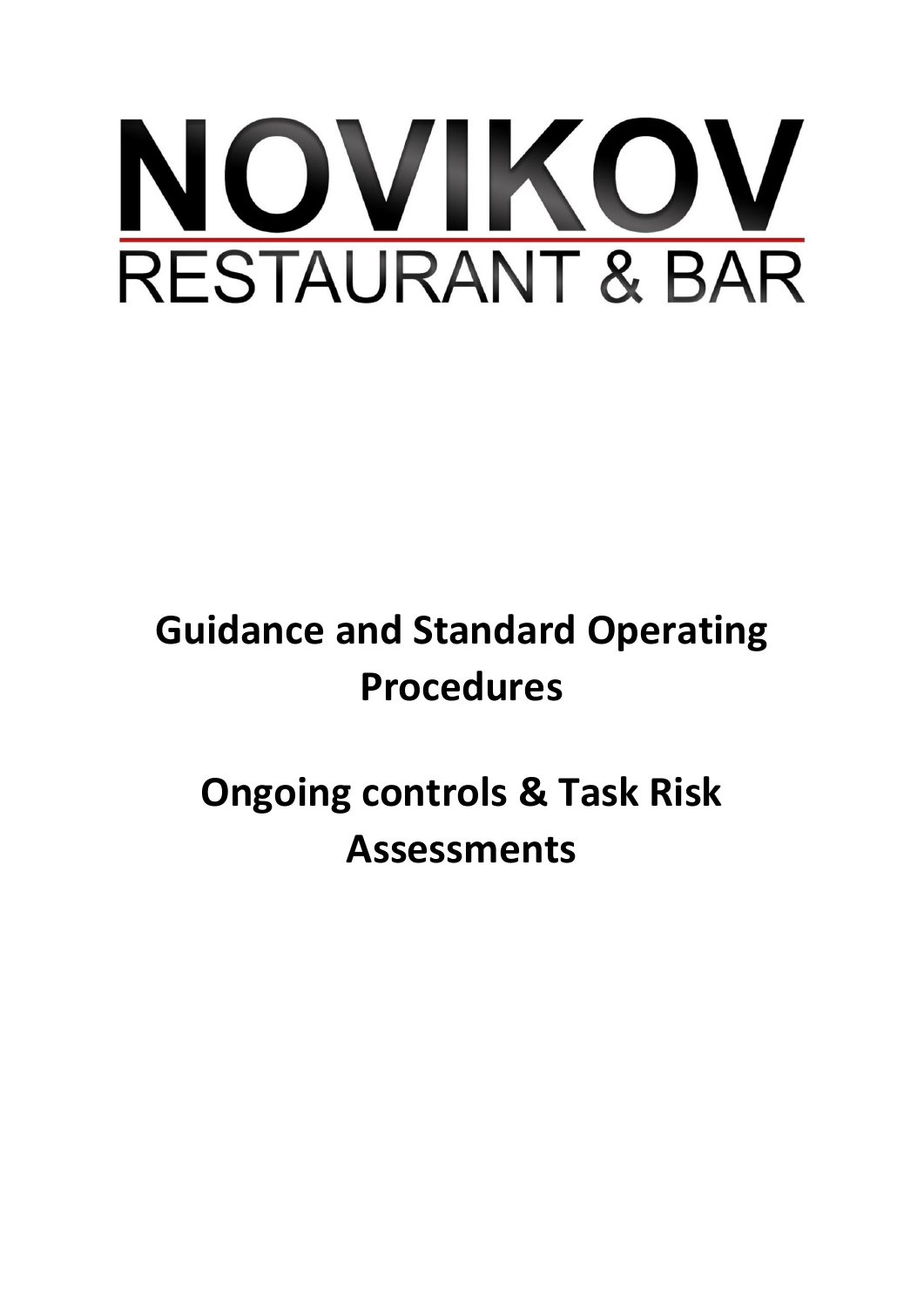# NOVIKOV

RESTAURANT & BAR

## Guidance and Standard Operating Procedures

## Ongoing controls & Task Risk Assessments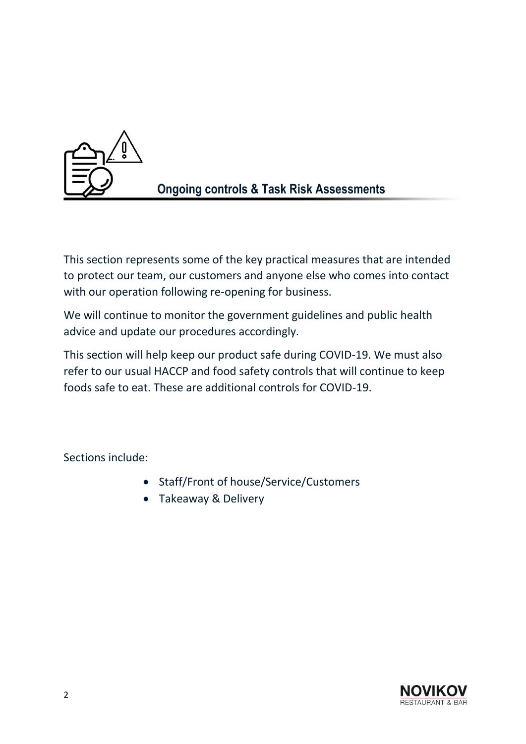## Ongoing controls & Task Risk Assessments

This section represents some of the key practical measures that are intended to protect our team, our customers and anyone else who comes into contact with our operation following re-opening for business.

We will continue to monitor the government guidelines and public health advice and update our procedures accordingly.

This section will help keep our product safe during COVID-19. We must also refer to our usual HACCP and food safety controls that will continue to keep foods safe to eat. These are additional controls for COVID-19.

Sections include:

- Staff/Front of house/Service/Customers
- Takeaway & Delivery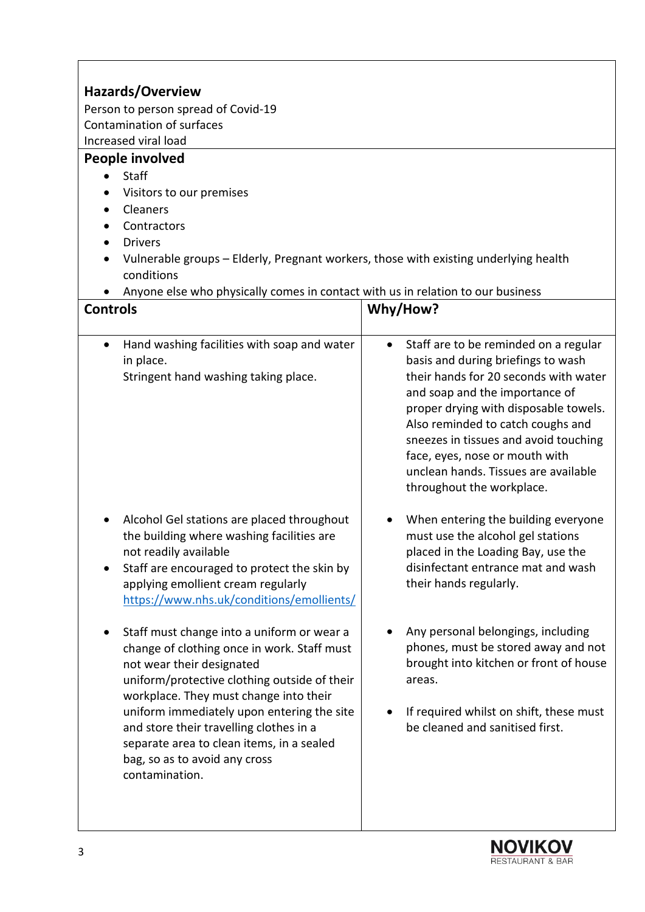**Hazards/Overview**

Person to person spread of Covid-19
Contamination of surfaces
Increased viral load

**People involved**

- Staff
- Visitors to our premises
- Cleaners
- Contractors
- Drivers
- Vulnerable groups – Elderly, Pregnant workers, those with existing underlying health conditions
- Anyone else who physically comes in contact with us in relation to our business

| Controls | Why/How? |
|---|---|
| • Hand washing facilities with soap and water in place.<br>Stringent hand washing taking place. | • Staff are to be reminded on a regular basis and during briefings to wash their hands for 20 seconds with water and soap and the importance of proper drying with disposable towels. Also reminded to catch coughs and sneezes in tissues and avoid touching face, eyes, nose or mouth with unclean hands. Tissues are available throughout the workplace. |
| • Alcohol Gel stations are placed throughout the building where washing facilities are not readily available<br>• Staff are encouraged to protect the skin by applying emollient cream regularly https://www.nhs.uk/conditions/emollients/ | • When entering the building everyone must use the alcohol gel stations placed in the Loading Bay, use the disinfectant entrance mat and wash their hands regularly. |
| • Staff must change into a uniform or wear a change of clothing once in work. Staff must not wear their designated uniform/protective clothing outside of their workplace. They must change into their uniform immediately upon entering the site and store their travelling clothes in a separate area to clean items, in a sealed bag, so as to avoid any cross contamination. | • Any personal belongings, including phones, must be stored away and not brought into kitchen or front of house areas.<br>• If required whilst on shift, these must be cleaned and sanitised first. |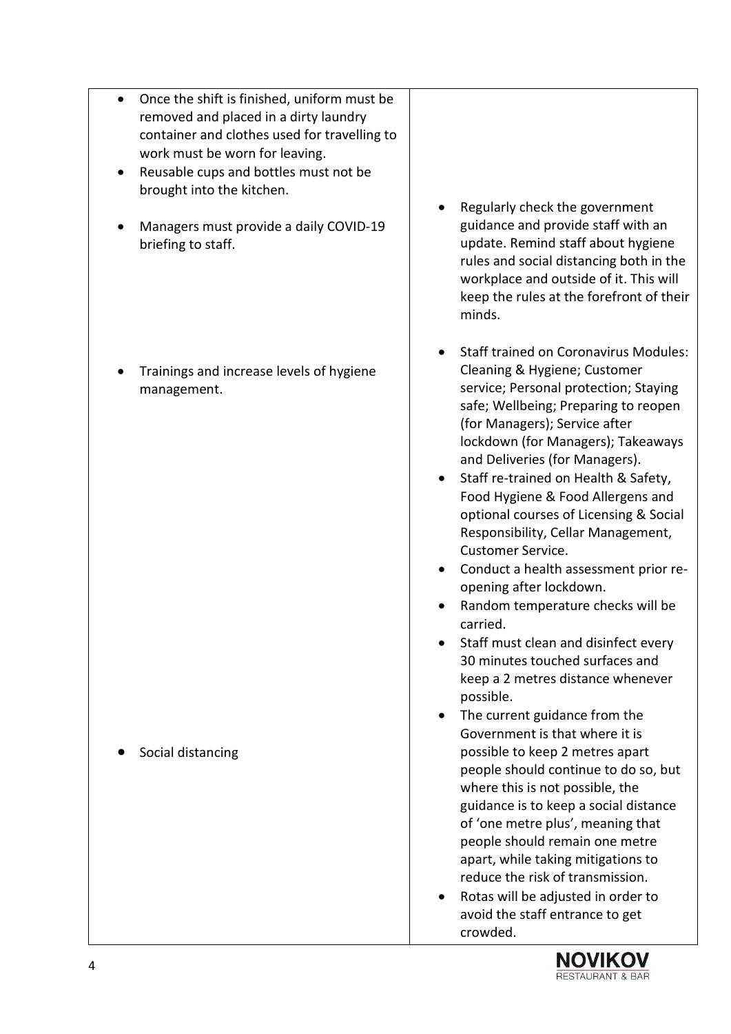| | |
|---|---|
| • Once the shift is finished, uniform must be removed and placed in a dirty laundry container and clothes used for travelling to work must be worn for leaving.<br>• Reusable cups and bottles must not be brought into the kitchen. | |
| • Managers must provide a daily COVID-19 briefing to staff. | • Regularly check the government guidance and provide staff with an update. Remind staff about hygiene rules and social distancing both in the workplace and outside of it. This will keep the rules at the forefront of their minds. |
| • Trainings and increase levels of hygiene management. | • Staff trained on Coronavirus Modules: Cleaning & Hygiene; Customer service; Personal protection; Staying safe; Wellbeing; Preparing to reopen (for Managers); Service after lockdown (for Managers); Takeaways and Deliveries (for Managers).<br>• Staff re-trained on Health & Safety, Food Hygiene & Food Allergens and optional courses of Licensing & Social Responsibility, Cellar Management, Customer Service.<br>• Conduct a health assessment prior re-opening after lockdown.<br>• Random temperature checks will be carried.<br>• Staff must clean and disinfect every 30 minutes touched surfaces and keep a 2 metres distance whenever possible. |
| • Social distancing | • The current guidance from the Government is that where it is possible to keep 2 metres apart people should continue to do so, but where this is not possible, the guidance is to keep a social distance of 'one metre plus', meaning that people should remain one metre apart, while taking mitigations to reduce the risk of transmission.<br>• Rotas will be adjusted in order to avoid the staff entrance to get crowded. |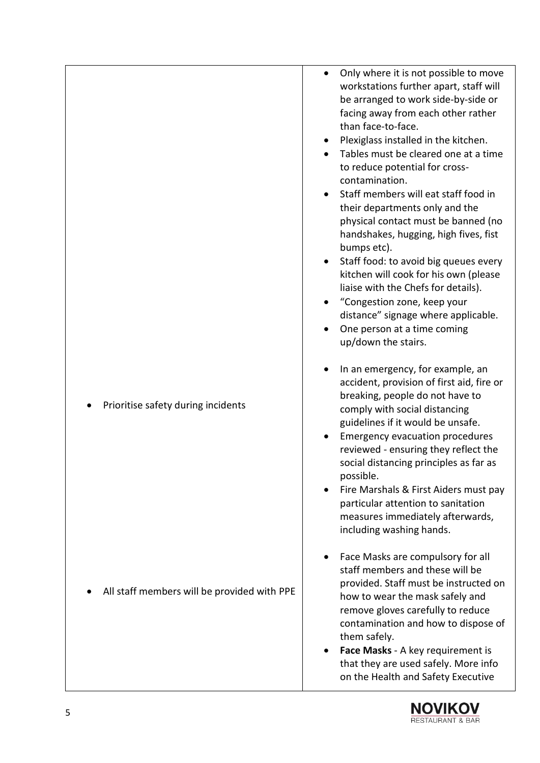| | |
|---|---|
| | • Only where it is not possible to move workstations further apart, staff will be arranged to work side-by-side or facing away from each other rather than face-to-face.<br>• Plexiglass installed in the kitchen.<br>• Tables must be cleared one at a time to reduce potential for cross-contamination.<br>• Staff members will eat staff food in their departments only and the physical contact must be banned (no handshakes, hugging, high fives, fist bumps etc).<br>• Staff food: to avoid big queues every kitchen will cook for his own (please liaise with the Chefs for details).<br>• "Congestion zone, keep your distance" signage where applicable.<br>• One person at a time coming up/down the stairs. |
| • Prioritise safety during incidents | • In an emergency, for example, an accident, provision of first aid, fire or breaking, people do not have to comply with social distancing guidelines if it would be unsafe.<br>• Emergency evacuation procedures reviewed - ensuring they reflect the social distancing principles as far as possible.<br>• Fire Marshals & First Aiders must pay particular attention to sanitation measures immediately afterwards, including washing hands. |
| • All staff members will be provided with PPE | • Face Masks are compulsory for all staff members and these will be provided. Staff must be instructed on how to wear the mask safely and remove gloves carefully to reduce contamination and how to dispose of them safely.<br>• **Face Masks** - A key requirement is that they are used safely. More info on the Health and Safety Executive |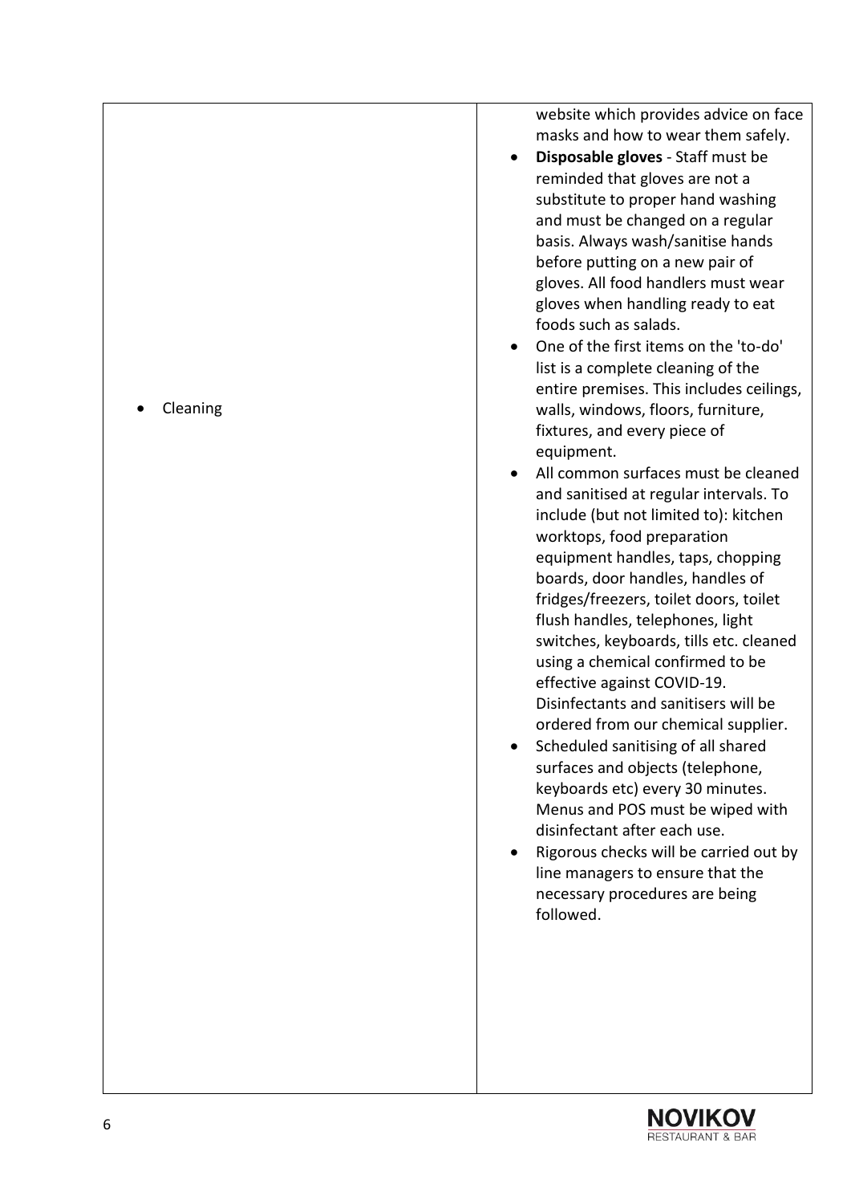| | |
|---|---|
| | website which provides advice on face masks and how to wear them safely.<br>• **Disposable gloves** - Staff must be reminded that gloves are not a substitute to proper hand washing and must be changed on a regular basis. Always wash/sanitise hands before putting on a new pair of gloves. All food handlers must wear gloves when handling ready to eat foods such as salads. |
| • Cleaning | • One of the first items on the 'to-do' list is a complete cleaning of the entire premises. This includes ceilings, walls, windows, floors, furniture, fixtures, and every piece of equipment.<br>• All common surfaces must be cleaned and sanitised at regular intervals. To include (but not limited to): kitchen worktops, food preparation equipment handles, taps, chopping boards, door handles, handles of fridges/freezers, toilet doors, toilet flush handles, telephones, light switches, keyboards, tills etc. cleaned using a chemical confirmed to be effective against COVID-19. Disinfectants and sanitisers will be ordered from our chemical supplier.<br>• Scheduled sanitising of all shared surfaces and objects (telephone, keyboards etc) every 30 minutes. Menus and POS must be wiped with disinfectant after each use.<br>• Rigorous checks will be carried out by line managers to ensure that the necessary procedures are being followed. |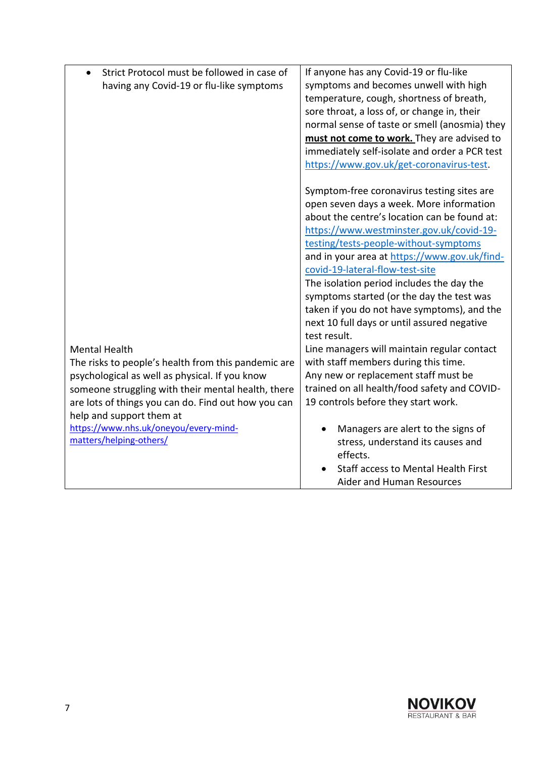| | |
|---|---|
| • Strict Protocol must be followed in case of having any Covid-19 or flu-like symptoms | If anyone has any Covid-19 or flu-like symptoms and becomes unwell with high temperature, cough, shortness of breath, sore throat, a loss of, or change in, their normal sense of taste or smell (anosmia) they <u>**must not come to work.**</u> They are advised to immediately self-isolate and order a PCR test https://www.gov.uk/get-coronavirus-test.<br><br>Symptom-free coronavirus testing sites are open seven days a week. More information about the centre's location can be found at: https://www.westminster.gov.uk/covid-19-testing/tests-people-without-symptoms and in your area at https://www.gov.uk/find-covid-19-lateral-flow-test-site<br>The isolation period includes the day the symptoms started (or the day the test was taken if you do not have symptoms), and the next 10 full days or until assured negative test result. |
| Mental Health<br>The risks to people's health from this pandemic are psychological as well as physical. If you know someone struggling with their mental health, there are lots of things you can do. Find out how you can help and support them at https://www.nhs.uk/oneyou/every-mind-matters/helping-others/ | Line managers will maintain regular contact with staff members during this time.<br>Any new or replacement staff must be trained on all health/food safety and COVID-19 controls before they start work.<br><br>• Managers are alert to the signs of stress, understand its causes and effects.<br>• Staff access to Mental Health First Aider and Human Resources |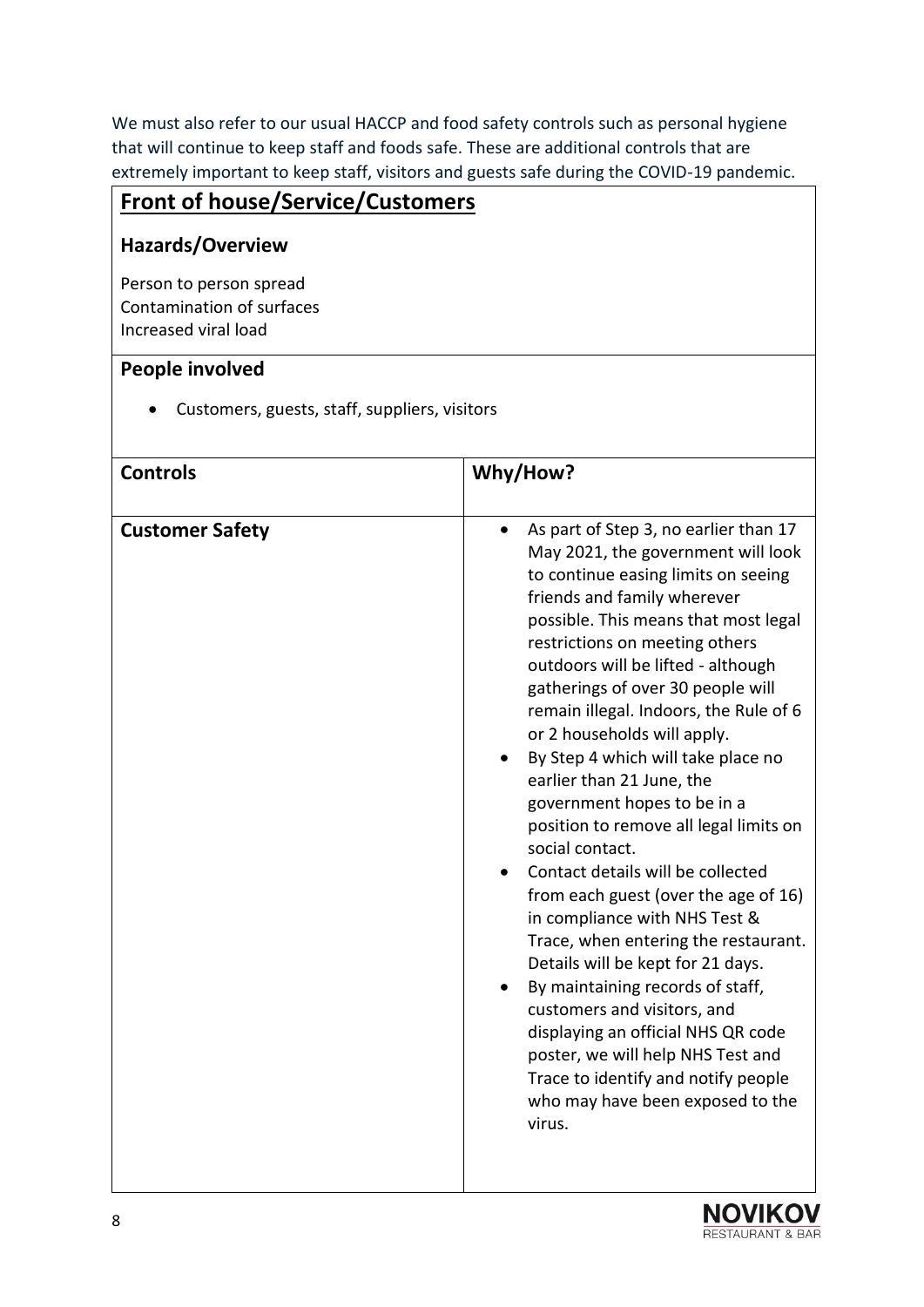We must also refer to our usual HACCP and food safety controls such as personal hygiene that will continue to keep staff and foods safe. These are additional controls that are extremely important to keep staff, visitors and guests safe during the COVID-19 pandemic.

## Front of house/Service/Customers

### Hazards/Overview

Person to person spread
Contamination of surfaces
Increased viral load

### People involved

- Customers, guests, staff, suppliers, visitors

| Controls | Why/How? |
|---|---|
| **Customer Safety** | • As part of Step 3, no earlier than 17 May 2021, the government will look to continue easing limits on seeing friends and family wherever possible. This means that most legal restrictions on meeting others outdoors will be lifted - although gatherings of over 30 people will remain illegal. Indoors, the Rule of 6 or 2 households will apply.<br>• By Step 4 which will take place no earlier than 21 June, the government hopes to be in a position to remove all legal limits on social contact.<br>• Contact details will be collected from each guest (over the age of 16) in compliance with NHS Test & Trace, when entering the restaurant. Details will be kept for 21 days.<br>• By maintaining records of staff, customers and visitors, and displaying an official NHS QR code poster, we will help NHS Test and Trace to identify and notify people who may have been exposed to the virus. |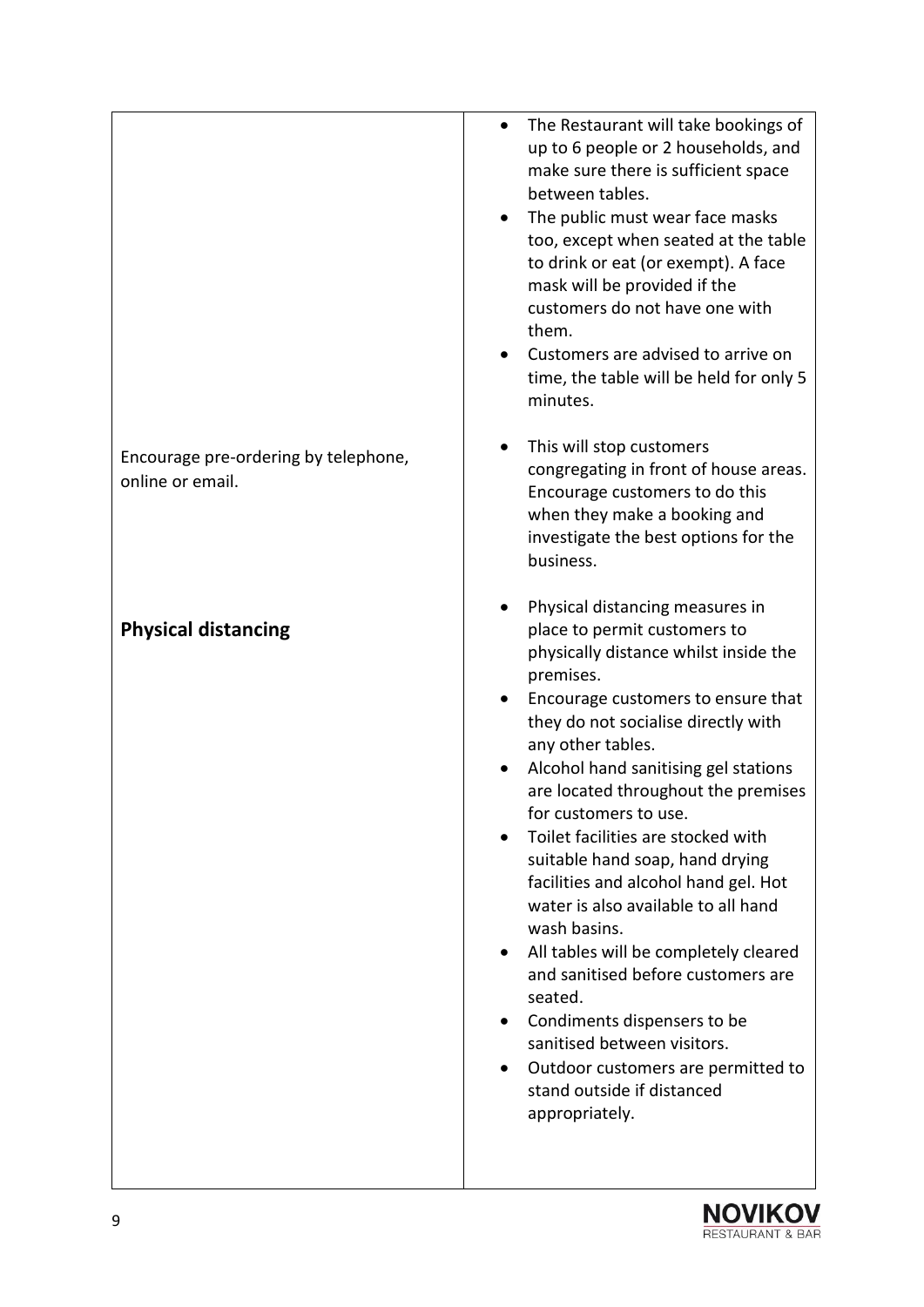| | |
|---|---|
| | • The Restaurant will take bookings of up to 6 people or 2 households, and make sure there is sufficient space between tables.<br>• The public must wear face masks too, except when seated at the table to drink or eat (or exempt). A face mask will be provided if the customers do not have one with them.<br>• Customers are advised to arrive on time, the table will be held for only 5 minutes. |
| Encourage pre-ordering by telephone, online or email. | • This will stop customers congregating in front of house areas. Encourage customers to do this when they make a booking and investigate the best options for the business. |
| **Physical distancing** | • Physical distancing measures in place to permit customers to physically distance whilst inside the premises.<br>• Encourage customers to ensure that they do not socialise directly with any other tables.<br>• Alcohol hand sanitising gel stations are located throughout the premises for customers to use.<br>• Toilet facilities are stocked with suitable hand soap, hand drying facilities and alcohol hand gel. Hot water is also available to all hand wash basins.<br>• All tables will be completely cleared and sanitised before customers are seated.<br>• Condiments dispensers to be sanitised between visitors.<br>• Outdoor customers are permitted to stand outside if distanced appropriately. |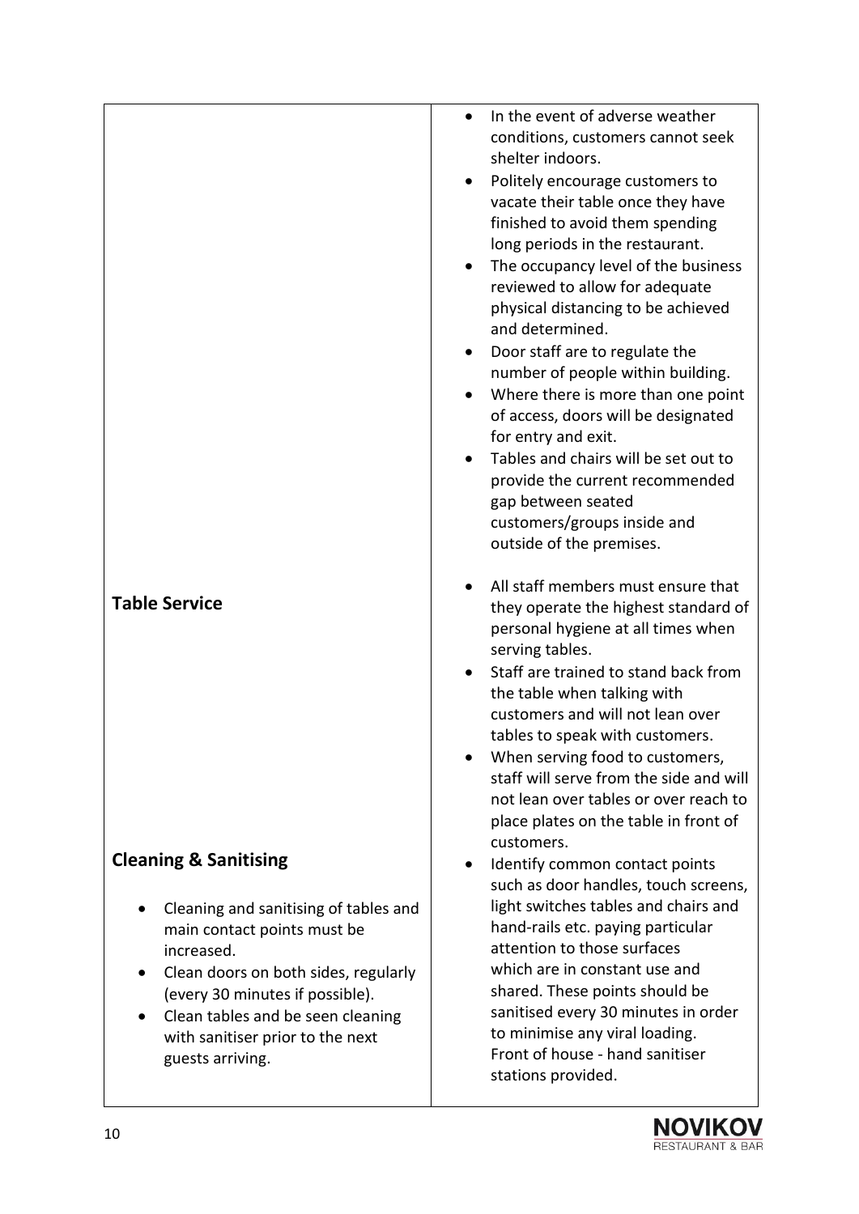| | |
|---|---|
| | • In the event of adverse weather conditions, customers cannot seek shelter indoors.<br>• Politely encourage customers to vacate their table once they have finished to avoid them spending long periods in the restaurant.<br>• The occupancy level of the business reviewed to allow for adequate physical distancing to be achieved and determined.<br>• Door staff are to regulate the number of people within building.<br>• Where there is more than one point of access, doors will be designated for entry and exit.<br>• Tables and chairs will be set out to provide the current recommended gap between seated customers/groups inside and outside of the premises. |
| **Table Service** | • All staff members must ensure that they operate the highest standard of personal hygiene at all times when serving tables.<br>• Staff are trained to stand back from the table when talking with customers and will not lean over tables to speak with customers.<br>• When serving food to customers, staff will serve from the side and will not lean over tables or over reach to place plates on the table in front of customers. |
| **Cleaning & Sanitising**<br><br>• Cleaning and sanitising of tables and main contact points must be increased.<br>• Clean doors on both sides, regularly (every 30 minutes if possible).<br>• Clean tables and be seen cleaning with sanitiser prior to the next guests arriving. | • Identify common contact points such as door handles, touch screens, light switches tables and chairs and hand-rails etc. paying particular attention to those surfaces which are in constant use and shared. These points should be sanitised every 30 minutes in order to minimise any viral loading. Front of house - hand sanitiser stations provided. |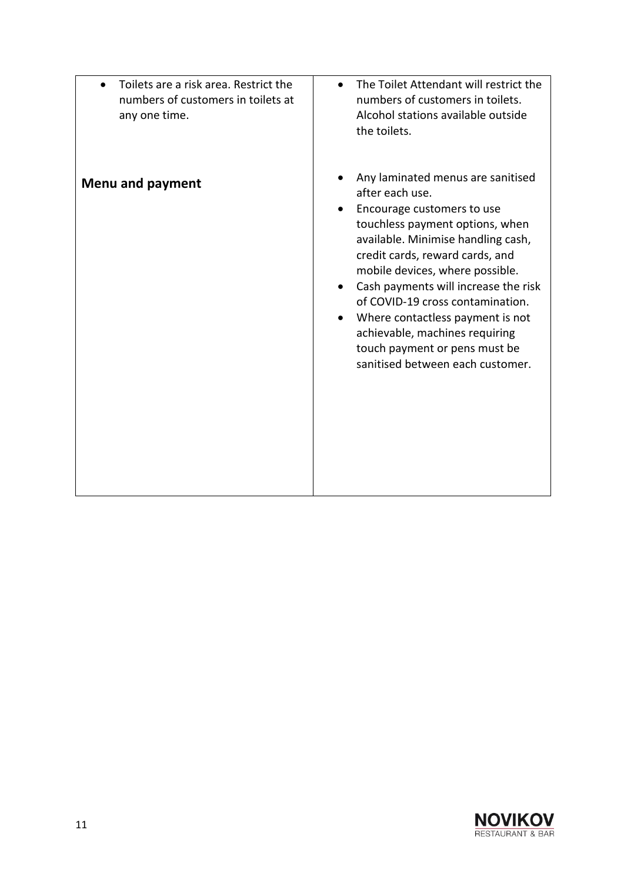| | |
|---|---|
| • Toilets are a risk area. Restrict the numbers of customers in toilets at any one time. | • The Toilet Attendant will restrict the numbers of customers in toilets. Alcohol stations available outside the toilets. |
| **Menu and payment** | • Any laminated menus are sanitised after each use.<br>• Encourage customers to use touchless payment options, when available. Minimise handling cash, credit cards, reward cards, and mobile devices, where possible.<br>• Cash payments will increase the risk of COVID-19 cross contamination.<br>• Where contactless payment is not achievable, machines requiring touch payment or pens must be sanitised between each customer. |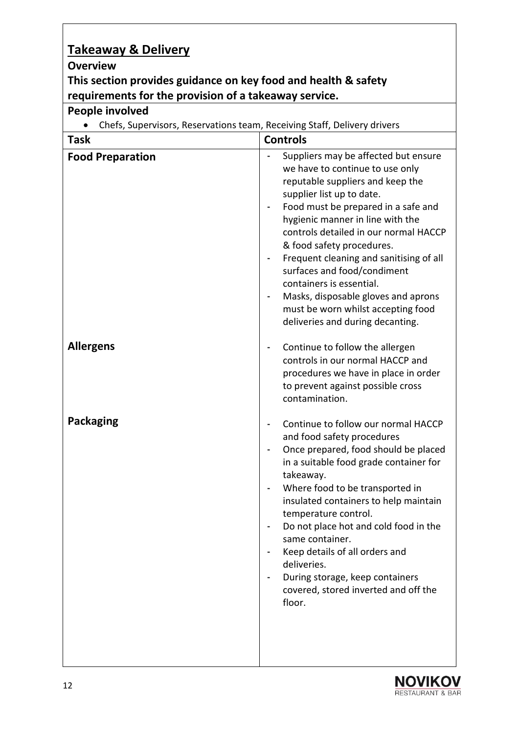## Takeaway & Delivery

**Overview**

**This section provides guidance on key food and health & safety requirements for the provision of a takeaway service.**

**People involved**

- Chefs, Supervisors, Reservations team, Receiving Staff, Delivery drivers

| Task | Controls |
|---|---|
| **Food Preparation** | - Suppliers may be affected but ensure we have to continue to use only reputable suppliers and keep the supplier list up to date.<br>- Food must be prepared in a safe and hygienic manner in line with the controls detailed in our normal HACCP & food safety procedures.<br>- Frequent cleaning and sanitising of all surfaces and food/condiment containers is essential.<br>- Masks, disposable gloves and aprons must be worn whilst accepting food deliveries and during decanting. |
| **Allergens** | - Continue to follow the allergen controls in our normal HACCP and procedures we have in place in order to prevent against possible cross contamination. |
| **Packaging** | - Continue to follow our normal HACCP and food safety procedures<br>- Once prepared, food should be placed in a suitable food grade container for takeaway.<br>- Where food to be transported in insulated containers to help maintain temperature control.<br>- Do not place hot and cold food in the same container.<br>- Keep details of all orders and deliveries.<br>- During storage, keep containers covered, stored inverted and off the floor. |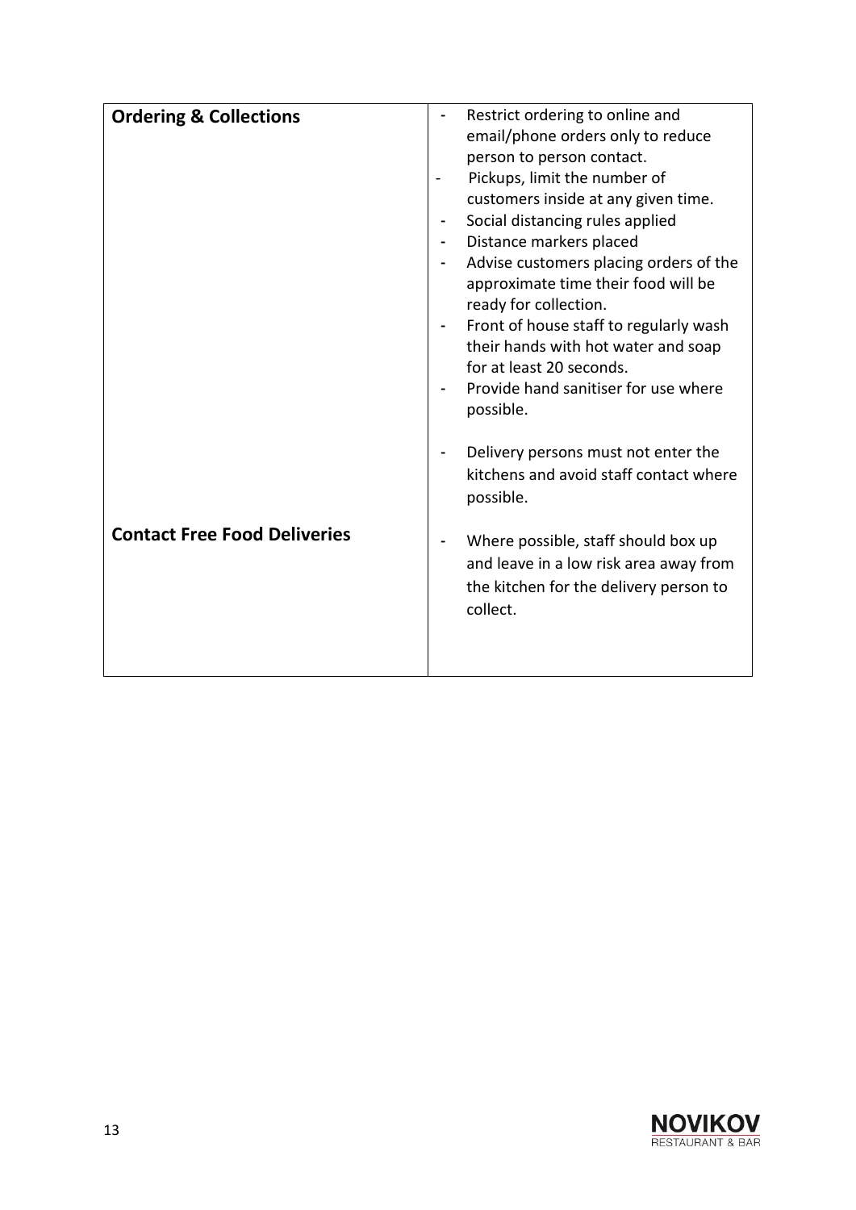| | |
|---|---|
| **Ordering & Collections** | - Restrict ordering to online and email/phone orders only to reduce person to person contact.<br>- Pickups, limit the number of customers inside at any given time.<br>- Social distancing rules applied<br>- Distance markers placed<br>- Advise customers placing orders of the approximate time their food will be ready for collection.<br>- Front of house staff to regularly wash their hands with hot water and soap for at least 20 seconds.<br>- Provide hand sanitiser for use where possible.<br><br>- Delivery persons must not enter the kitchens and avoid staff contact where possible. |
| **Contact Free Food Deliveries** | - Where possible, staff should box up and leave in a low risk area away from the kitchen for the delivery person to collect. |